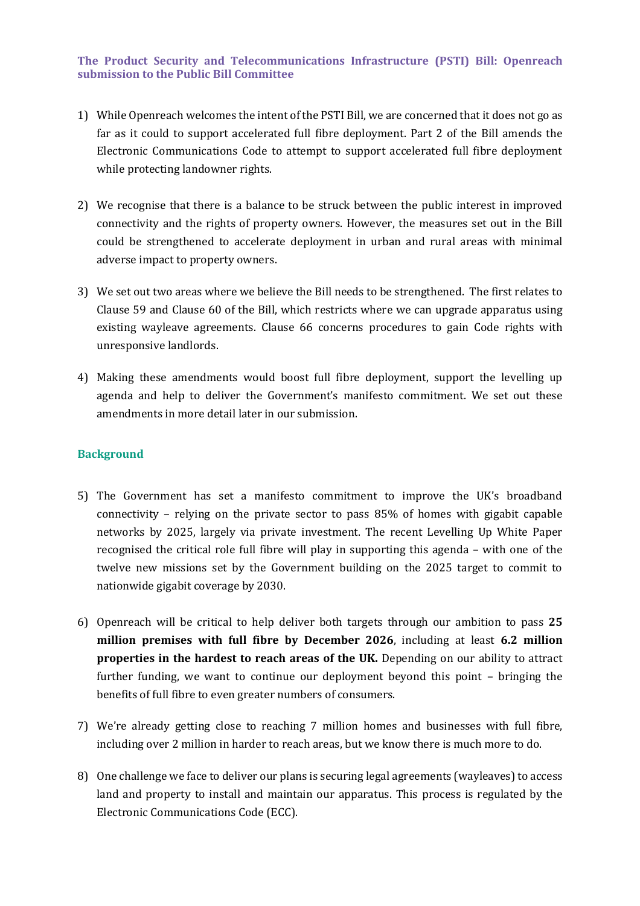# The Product Security and Telecommunications Infrastructure (PSTI) Bill: Openreach submission to the Public Bill Committee

1) While Openreach welcomes the intent of the PSTI Bill, we are concerned that it does not go as far as it could to support accelerated full fibre deployment. Part 2 of the Bill amends the Electronic Communications Code to attempt to support accelerated full fibre deployment while protecting landowner rights.

2) We recognise that there is a balance to be struck between the public interest in improved connectivity and the rights of property owners. However, the measures set out in the Bill could be strengthened to accelerate deployment in urban and rural areas with minimal adverse impact to property owners.

3) We set out two areas where we believe the Bill needs to be strengthened. The first relates to Clause 59 and Clause 60 of the Bill, which restricts where we can upgrade apparatus using existing wayleave agreements. Clause 66 concerns procedures to gain Code rights with unresponsive landlords.

4) Making these amendments would boost full fibre deployment, support the levelling up agenda and help to deliver the Government's manifesto commitment. We set out these amendments in more detail later in our submission.

## Background

5) The Government has set a manifesto commitment to improve the UK's broadband connectivity – relying on the private sector to pass 85% of homes with gigabit capable networks by 2025, largely via private investment. The recent Levelling Up White Paper recognised the critical role full fibre will play in supporting this agenda – with one of the twelve new missions set by the Government building on the 2025 target to commit to nationwide gigabit coverage by 2030.

6) Openreach will be critical to help deliver both targets through our ambition to pass **25 million premises with full fibre by December 2026**, including at least **6.2 million properties in the hardest to reach areas of the UK.** Depending on our ability to attract further funding, we want to continue our deployment beyond this point – bringing the benefits of full fibre to even greater numbers of consumers.

7) We're already getting close to reaching 7 million homes and businesses with full fibre, including over 2 million in harder to reach areas, but we know there is much more to do.

8) One challenge we face to deliver our plans is securing legal agreements (wayleaves) to access land and property to install and maintain our apparatus. This process is regulated by the Electronic Communications Code (ECC).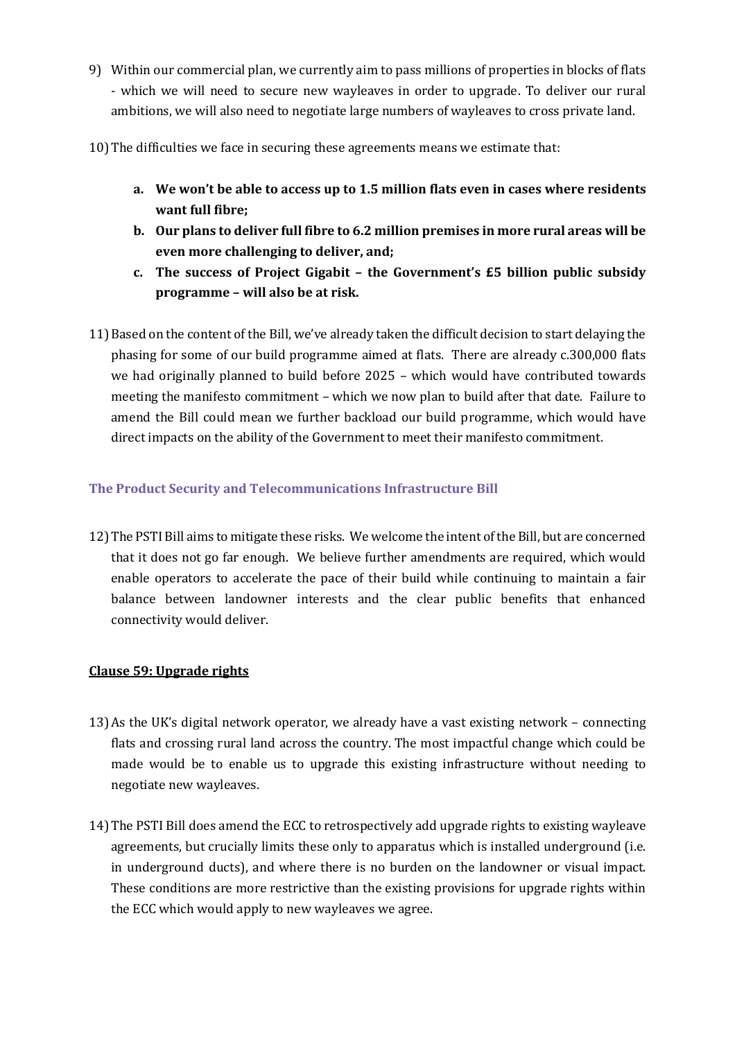9) Within our commercial plan, we currently aim to pass millions of properties in blocks of flats - which we will need to secure new wayleaves in order to upgrade. To deliver our rural ambitions, we will also need to negotiate large numbers of wayleaves to cross private land.

10) The difficulties we face in securing these agreements means we estimate that:

    a. **We won't be able to access up to 1.5 million flats even in cases where residents want full fibre;**
    b. **Our plans to deliver full fibre to 6.2 million premises in more rural areas will be even more challenging to deliver, and;**
    c. **The success of Project Gigabit – the Government's £5 billion public subsidy programme – will also be at risk.**

11) Based on the content of the Bill, we've already taken the difficult decision to start delaying the phasing for some of our build programme aimed at flats. There are already c.300,000 flats we had originally planned to build before 2025 – which would have contributed towards meeting the manifesto commitment – which we now plan to build after that date. Failure to amend the Bill could mean we further backload our build programme, which would have direct impacts on the ability of the Government to meet their manifesto commitment.

### The Product Security and Telecommunications Infrastructure Bill

12) The PSTI Bill aims to mitigate these risks. We welcome the intent of the Bill, but are concerned that it does not go far enough. We believe further amendments are required, which would enable operators to accelerate the pace of their build while continuing to maintain a fair balance between landowner interests and the clear public benefits that enhanced connectivity would deliver.

#### Clause 59: Upgrade rights

13) As the UK's digital network operator, we already have a vast existing network – connecting flats and crossing rural land across the country. The most impactful change which could be made would be to enable us to upgrade this existing infrastructure without needing to negotiate new wayleaves.

14) The PSTI Bill does amend the ECC to retrospectively add upgrade rights to existing wayleave agreements, but crucially limits these only to apparatus which is installed underground (i.e. in underground ducts), and where there is no burden on the landowner or visual impact. These conditions are more restrictive than the existing provisions for upgrade rights within the ECC which would apply to new wayleaves we agree.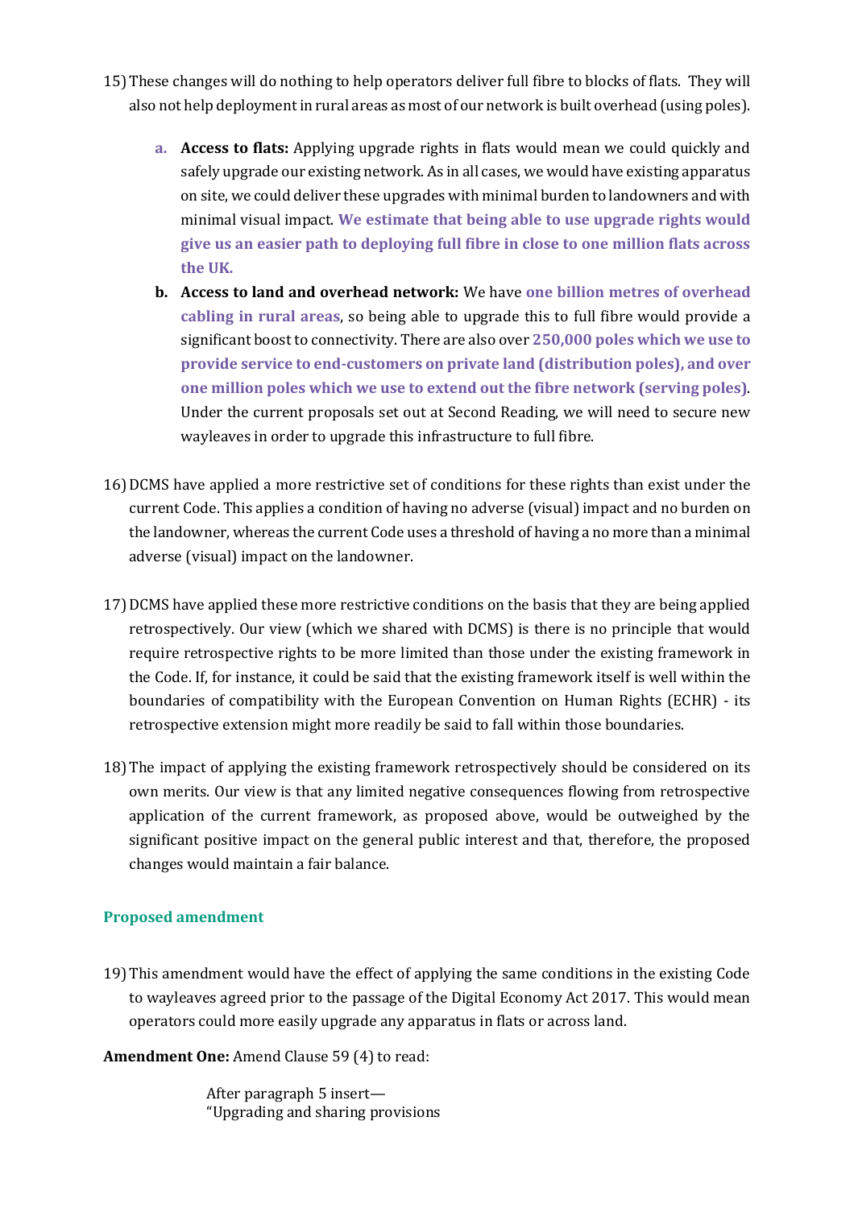15) These changes will do nothing to help operators deliver full fibre to blocks of flats. They will also not help deployment in rural areas as most of our network is built overhead (using poles).

   a. **Access to flats:** Applying upgrade rights in flats would mean we could quickly and safely upgrade our existing network. As in all cases, we would have existing apparatus on site, we could deliver these upgrades with minimal burden to landowners and with minimal visual impact. **We estimate that being able to use upgrade rights would give us an easier path to deploying full fibre in close to one million flats across the UK.**

   b. **Access to land and overhead network:** We have **one billion metres of overhead cabling in rural areas**, so being able to upgrade this to full fibre would provide a significant boost to connectivity. There are also over **250,000 poles which we use to provide service to end-customers on private land (distribution poles), and over one million poles which we use to extend out the fibre network (serving poles)**. Under the current proposals set out at Second Reading, we will need to secure new wayleaves in order to upgrade this infrastructure to full fibre.

16) DCMS have applied a more restrictive set of conditions for these rights than exist under the current Code. This applies a condition of having no adverse (visual) impact and no burden on the landowner, whereas the current Code uses a threshold of having a no more than a minimal adverse (visual) impact on the landowner.

17) DCMS have applied these more restrictive conditions on the basis that they are being applied retrospectively. Our view (which we shared with DCMS) is there is no principle that would require retrospective rights to be more limited than those under the existing framework in the Code. If, for instance, it could be said that the existing framework itself is well within the boundaries of compatibility with the European Convention on Human Rights (ECHR) - its retrospective extension might more readily be said to fall within those boundaries.

18) The impact of applying the existing framework retrospectively should be considered on its own merits. Our view is that any limited negative consequences flowing from retrospective application of the current framework, as proposed above, would be outweighed by the significant positive impact on the general public interest and that, therefore, the proposed changes would maintain a fair balance.

## Proposed amendment

19) This amendment would have the effect of applying the same conditions in the existing Code to wayleaves agreed prior to the passage of the Digital Economy Act 2017. This would mean operators could more easily upgrade any apparatus in flats or across land.

**Amendment One:** Amend Clause 59 (4) to read:

> After paragraph 5 insert—
> "Upgrading and sharing provisions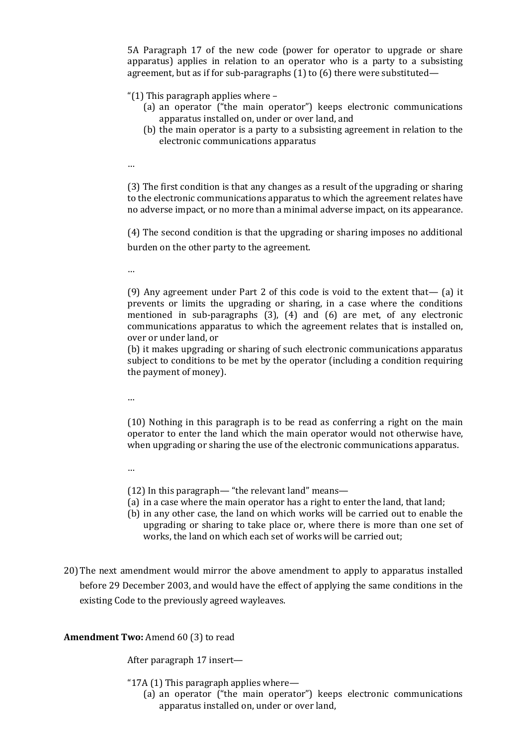5A Paragraph 17 of the new code (power for operator to upgrade or share apparatus) applies in relation to an operator who is a party to a subsisting agreement, but as if for sub-paragraphs (1) to (6) there were substituted—

"(1) This paragraph applies where –

(a) an operator ("the main operator") keeps electronic communications apparatus installed on, under or over land, and
(b) the main operator is a party to a subsisting agreement in relation to the electronic communications apparatus

…

(3) The first condition is that any changes as a result of the upgrading or sharing to the electronic communications apparatus to which the agreement relates have no adverse impact, or no more than a minimal adverse impact, on its appearance.

(4) The second condition is that the upgrading or sharing imposes no additional burden on the other party to the agreement.

…

(9) Any agreement under Part 2 of this code is void to the extent that— (a) it prevents or limits the upgrading or sharing, in a case where the conditions mentioned in sub-paragraphs (3), (4) and (6) are met, of any electronic communications apparatus to which the agreement relates that is installed on, over or under land, or

(b) it makes upgrading or sharing of such electronic communications apparatus subject to conditions to be met by the operator (including a condition requiring the payment of money).

…

(10) Nothing in this paragraph is to be read as conferring a right on the main operator to enter the land which the main operator would not otherwise have, when upgrading or sharing the use of the electronic communications apparatus.

…

(12) In this paragraph— "the relevant land" means—

(a) in a case where the main operator has a right to enter the land, that land;
(b) in any other case, the land on which works will be carried out to enable the upgrading or sharing to take place or, where there is more than one set of works, the land on which each set of works will be carried out;

20) The next amendment would mirror the above amendment to apply to apparatus installed before 29 December 2003, and would have the effect of applying the same conditions in the existing Code to the previously agreed wayleaves.

**Amendment Two:** Amend 60 (3) to read

After paragraph 17 insert—

"17A (1) This paragraph applies where—

(a) an operator ("the main operator") keeps electronic communications apparatus installed on, under or over land,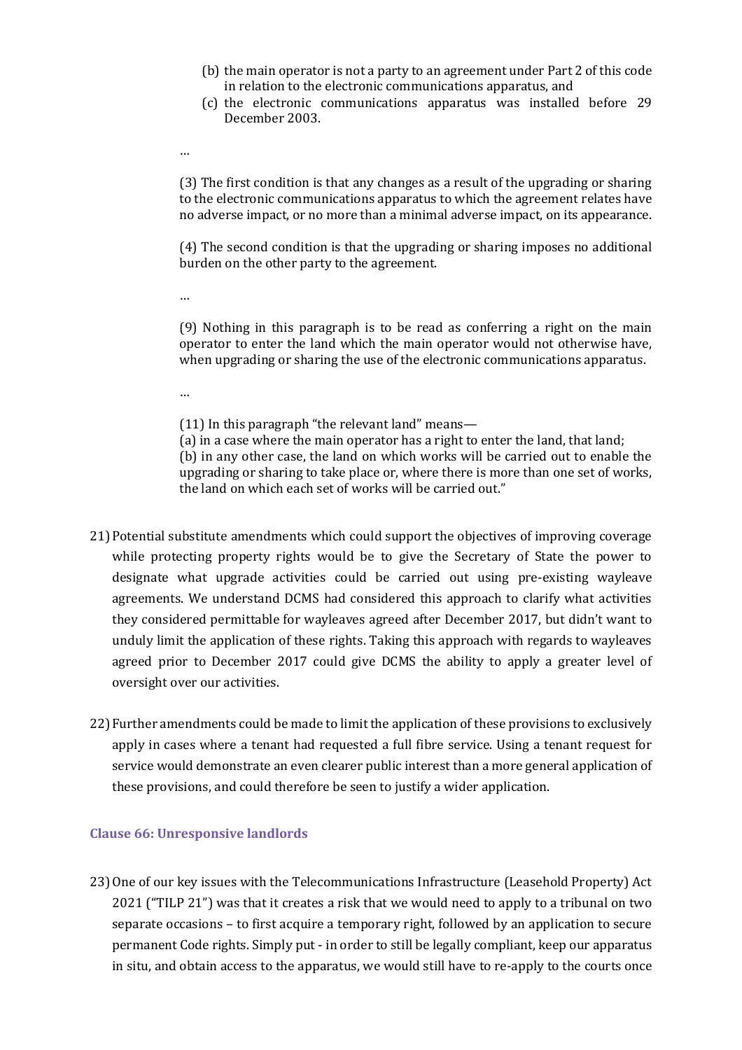> (b) the main operator is not a party to an agreement under Part 2 of this code in relation to the electronic communications apparatus, and
>
> (c) the electronic communications apparatus was installed before 29 December 2003.
>
> …
>
> (3) The first condition is that any changes as a result of the upgrading or sharing to the electronic communications apparatus to which the agreement relates have no adverse impact, or no more than a minimal adverse impact, on its appearance.
>
> (4) The second condition is that the upgrading or sharing imposes no additional burden on the other party to the agreement.
>
> …
>
> (9) Nothing in this paragraph is to be read as conferring a right on the main operator to enter the land which the main operator would not otherwise have, when upgrading or sharing the use of the electronic communications apparatus.
>
> …
>
> (11) In this paragraph "the relevant land" means—
>
> (a) in a case where the main operator has a right to enter the land, that land;
>
> (b) in any other case, the land on which works will be carried out to enable the upgrading or sharing to take place or, where there is more than one set of works, the land on which each set of works will be carried out."

21) Potential substitute amendments which could support the objectives of improving coverage while protecting property rights would be to give the Secretary of State the power to designate what upgrade activities could be carried out using pre-existing wayleave agreements. We understand DCMS had considered this approach to clarify what activities they considered permittable for wayleaves agreed after December 2017, but didn't want to unduly limit the application of these rights. Taking this approach with regards to wayleaves agreed prior to December 2017 could give DCMS the ability to apply a greater level of oversight over our activities.

22) Further amendments could be made to limit the application of these provisions to exclusively apply in cases where a tenant had requested a full fibre service. Using a tenant request for service would demonstrate an even clearer public interest than a more general application of these provisions, and could therefore be seen to justify a wider application.

### Clause 66: Unresponsive landlords

23) One of our key issues with the Telecommunications Infrastructure (Leasehold Property) Act 2021 ("TILP 21") was that it creates a risk that we would need to apply to a tribunal on two separate occasions – to first acquire a temporary right, followed by an application to secure permanent Code rights. Simply put - in order to still be legally compliant, keep our apparatus in situ, and obtain access to the apparatus, we would still have to re-apply to the courts once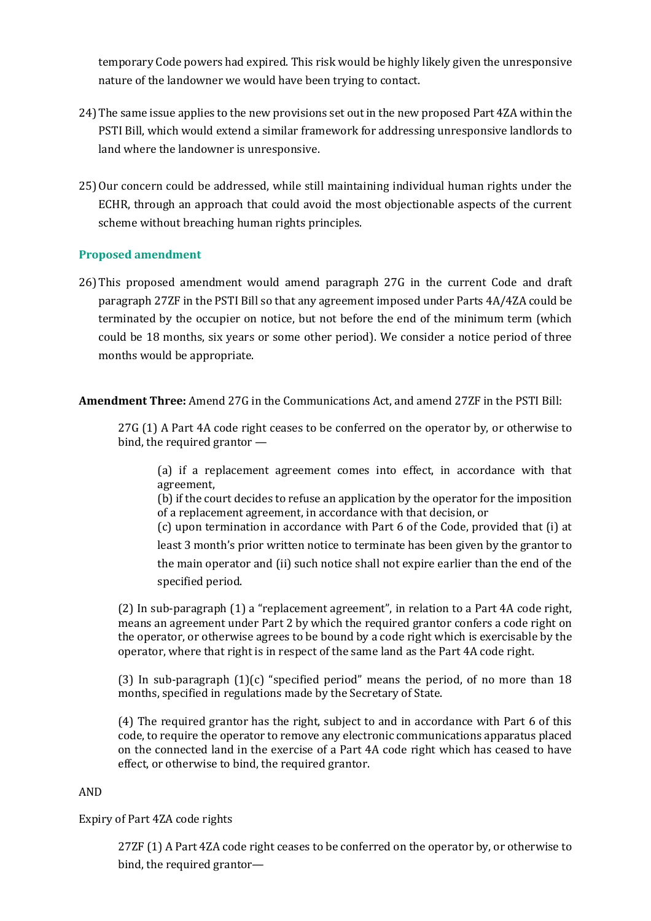temporary Code powers had expired. This risk would be highly likely given the unresponsive nature of the landowner we would have been trying to contact.

24) The same issue applies to the new provisions set out in the new proposed Part 4ZA within the PSTI Bill, which would extend a similar framework for addressing unresponsive landlords to land where the landowner is unresponsive.

25) Our concern could be addressed, while still maintaining individual human rights under the ECHR, through an approach that could avoid the most objectionable aspects of the current scheme without breaching human rights principles.

### Proposed amendment

26) This proposed amendment would amend paragraph 27G in the current Code and draft paragraph 27ZF in the PSTI Bill so that any agreement imposed under Parts 4A/4ZA could be terminated by the occupier on notice, but not before the end of the minimum term (which could be 18 months, six years or some other period). We consider a notice period of three months would be appropriate.

**Amendment Three:** Amend 27G in the Communications Act, and amend 27ZF in the PSTI Bill:

> 27G (1) A Part 4A code right ceases to be conferred on the operator by, or otherwise to bind, the required grantor —
>
> > (a) if a replacement agreement comes into effect, in accordance with that agreement,
> > (b) if the court decides to refuse an application by the operator for the imposition of a replacement agreement, in accordance with that decision, or
> > (c) upon termination in accordance with Part 6 of the Code, provided that (i) at least 3 month's prior written notice to terminate has been given by the grantor to the main operator and (ii) such notice shall not expire earlier than the end of the specified period.
>
> (2) In sub-paragraph (1) a "replacement agreement", in relation to a Part 4A code right, means an agreement under Part 2 by which the required grantor confers a code right on the operator, or otherwise agrees to be bound by a code right which is exercisable by the operator, where that right is in respect of the same land as the Part 4A code right.
>
> (3) In sub-paragraph (1)(c) "specified period" means the period, of no more than 18 months, specified in regulations made by the Secretary of State.
>
> (4) The required grantor has the right, subject to and in accordance with Part 6 of this code, to require the operator to remove any electronic communications apparatus placed on the connected land in the exercise of a Part 4A code right which has ceased to have effect, or otherwise to bind, the required grantor.

AND

Expiry of Part 4ZA code rights

> 27ZF (1) A Part 4ZA code right ceases to be conferred on the operator by, or otherwise to bind, the required grantor—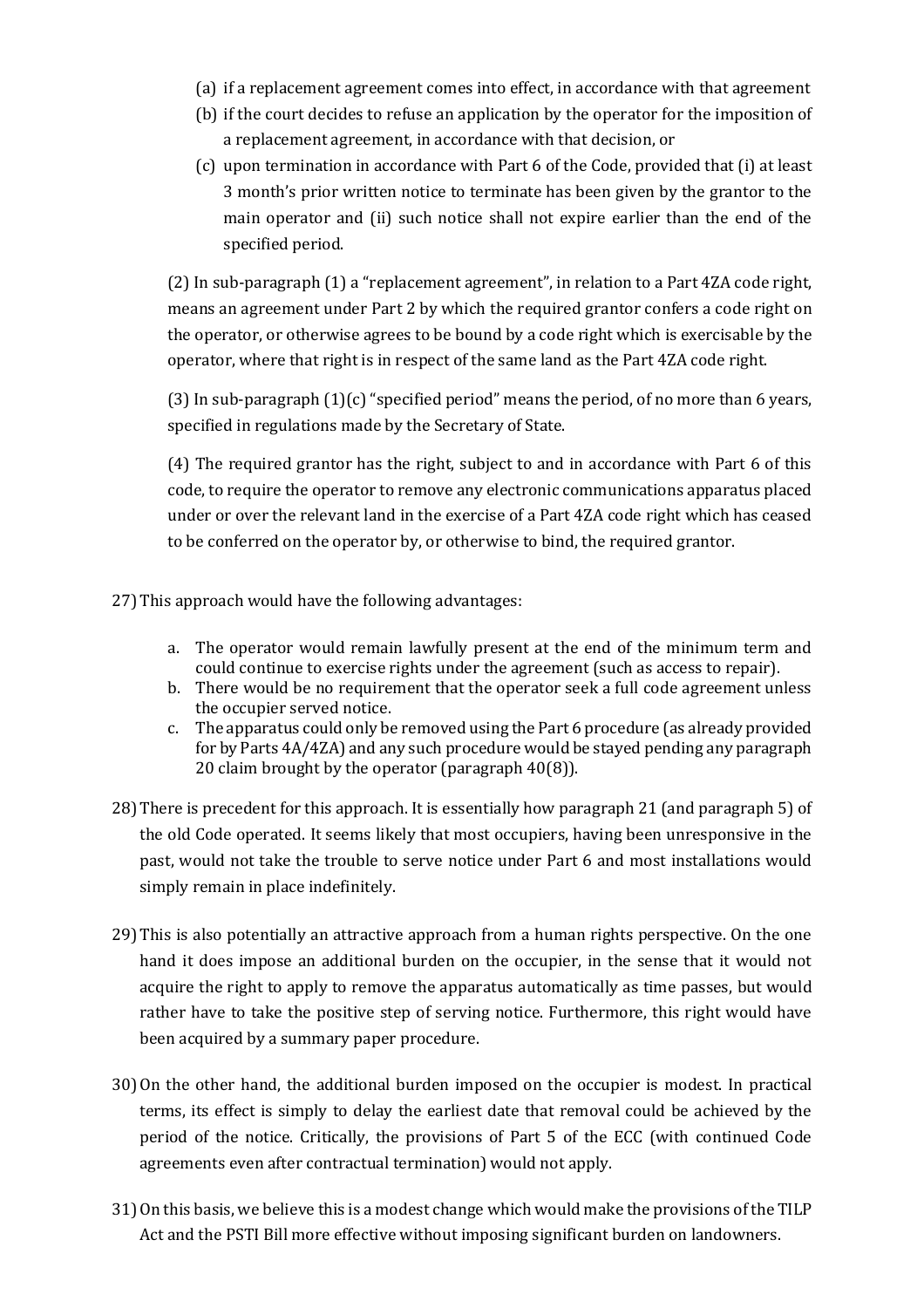(a) if a replacement agreement comes into effect, in accordance with that agreement

(b) if the court decides to refuse an application by the operator for the imposition of a replacement agreement, in accordance with that decision, or

(c) upon termination in accordance with Part 6 of the Code, provided that (i) at least 3 month's prior written notice to terminate has been given by the grantor to the main operator and (ii) such notice shall not expire earlier than the end of the specified period.

(2) In sub-paragraph (1) a "replacement agreement", in relation to a Part 4ZA code right, means an agreement under Part 2 by which the required grantor confers a code right on the operator, or otherwise agrees to be bound by a code right which is exercisable by the operator, where that right is in respect of the same land as the Part 4ZA code right.

(3) In sub-paragraph (1)(c) "specified period" means the period, of no more than 6 years, specified in regulations made by the Secretary of State.

(4) The required grantor has the right, subject to and in accordance with Part 6 of this code, to require the operator to remove any electronic communications apparatus placed under or over the relevant land in the exercise of a Part 4ZA code right which has ceased to be conferred on the operator by, or otherwise to bind, the required grantor.

27) This approach would have the following advantages:

   a. The operator would remain lawfully present at the end of the minimum term and could continue to exercise rights under the agreement (such as access to repair).
   b. There would be no requirement that the operator seek a full code agreement unless the occupier served notice.
   c. The apparatus could only be removed using the Part 6 procedure (as already provided for by Parts 4A/4ZA) and any such procedure would be stayed pending any paragraph 20 claim brought by the operator (paragraph 40(8)).

28) There is precedent for this approach. It is essentially how paragraph 21 (and paragraph 5) of the old Code operated. It seems likely that most occupiers, having been unresponsive in the past, would not take the trouble to serve notice under Part 6 and most installations would simply remain in place indefinitely.

29) This is also potentially an attractive approach from a human rights perspective. On the one hand it does impose an additional burden on the occupier, in the sense that it would not acquire the right to apply to remove the apparatus automatically as time passes, but would rather have to take the positive step of serving notice. Furthermore, this right would have been acquired by a summary paper procedure.

30) On the other hand, the additional burden imposed on the occupier is modest. In practical terms, its effect is simply to delay the earliest date that removal could be achieved by the period of the notice. Critically, the provisions of Part 5 of the ECC (with continued Code agreements even after contractual termination) would not apply.

31) On this basis, we believe this is a modest change which would make the provisions of the TILP Act and the PSTI Bill more effective without imposing significant burden on landowners.